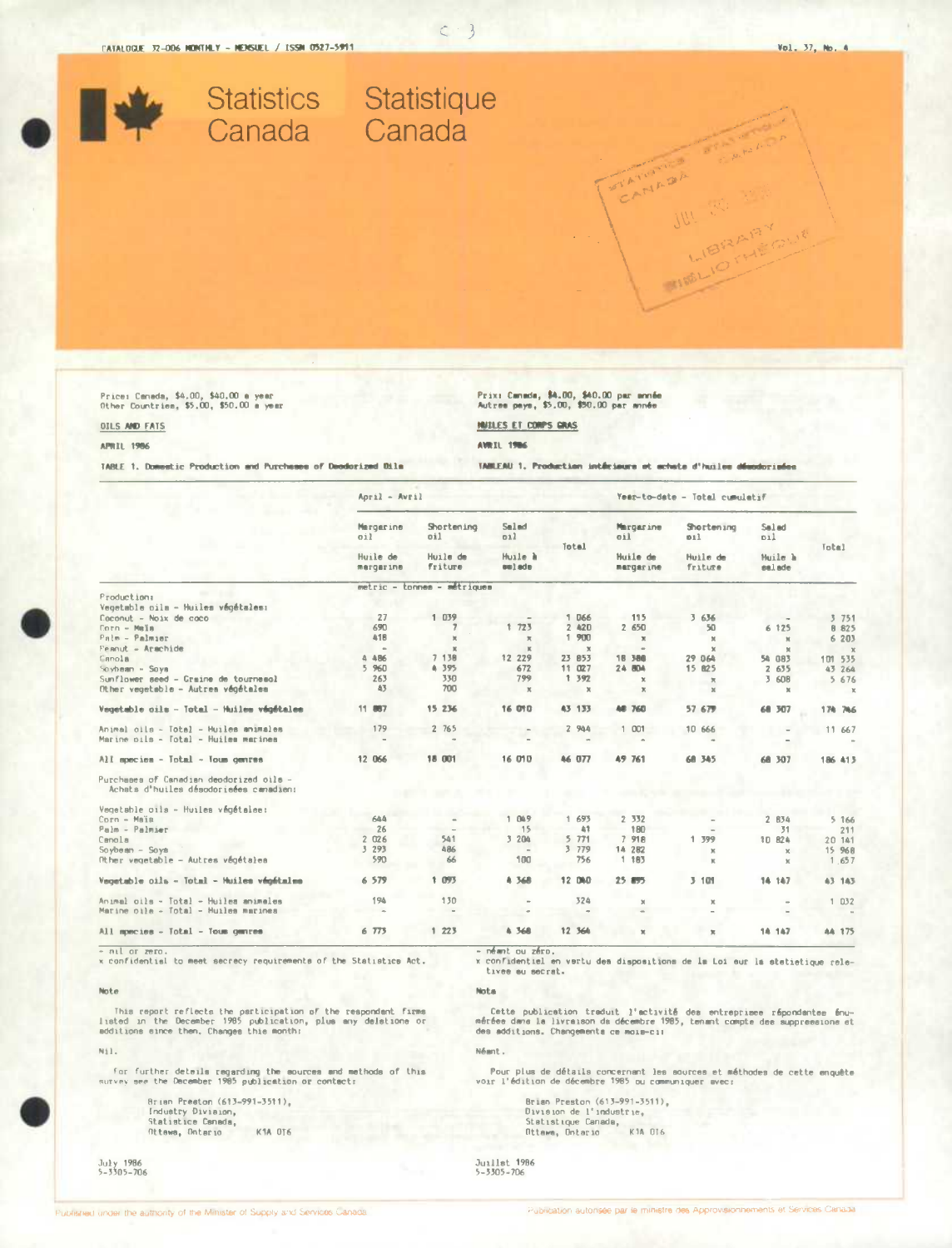Statistics Canada Statistique Canada

Price: Canada, $4.00, $40.00 a year
Other Countries, $5.00, $50.00 a year

Prix: Canada, $4.00, $40.00 par année
Autres pays, $5.00, $50.00 par année

OILS AND FATS

HUILES ET CORPS GRAS

APRIL 1986

AVRIL 1986

TABLE 1. Domestic Production and Purchases of Deodorized Oils

TABLEAU 1. Production intérieure et achats d'huiles désodorisées

| | April - Avril | | | | Year-to-date - Total cumulatif | | | |
|---|---|---|---|---|---|---|---|---|
| | Margarine oil / Huile de margarine | Shortening oil / Huile de friture | Salad oil / Huile à salade | Total | Margarine oil / Huile de margarine | Shortening oil / Huile de friture | Salad oil / Huile à salade | Total |
| | metric - tonnes - métriques | | | | | | | |
| Production: | | | | | | | | |
| Vegetable oils - Huiles végétales: | | | | | | | | |
| Coconut - Noix de coco | 27 | 1 039 | - | 1 066 | 115 | 3 636 | - | 3 751 |
| Corn - Maïs | 690 | 7 | 1 723 | 2 420 | 2 650 | 50 | 6 125 | 8 825 |
| Palm - Palmier | 418 | x | x | 1 900 | x | x | x | 6 203 |
| Peanut - Arachide | - | x | x | x | - | x | x | x |
| Canola | 4 486 | 7 138 | 12 229 | 23 853 | 18 388 | 29 064 | 54 083 | 101 535 |
| Soybean - Soya | 5 960 | 4 395 | 672 | 11 027 | 24 804 | 15 825 | 2 635 | 43 264 |
| Sunflower seed - Graine de tournesol | 263 | 330 | 799 | 1 392 | x | x | 3 608 | 5 676 |
| Other vegetable - Autres végétales | 43 | 700 | x | x | x | x | x | x |
| **Vegetable oils - Total - Huiles végétales** | **11 887** | **15 236** | **16 010** | **43 133** | **48 760** | **57 679** | **68 307** | **174 746** |
| Animal oils - Total - Huiles animales | 179 | 2 765 | - | 2 944 | 1 001 | 10 666 | - | 11 667 |
| Marine oils - Total - Huiles marines | - | - | - | - | - | - | - | - |
| **All species - Total - Tous genres** | **12 066** | **18 001** | **16 010** | **46 077** | **49 761** | **68 345** | **68 307** | **186 413** |
| Purchases of Canadian deodorized oils - Achats d'huiles désodorisées canadien: | | | | | | | | |
| Vegetable oils - Huiles végétales: | | | | | | | | |
| Corn - Maïs | 644 | - | 1 049 | 1 693 | 2 332 | - | 2 834 | 5 166 |
| Palm - Palmier | 26 | - | 15 | 41 | 180 | - | 31 | 211 |
| Canola | 2 026 | 541 | 3 204 | 5 771 | 7 918 | 1 399 | 10 824 | 20 141 |
| Soybean - Soya | 3 293 | 486 | - | 3 779 | 14 282 | x | x | 15 968 |
| Other vegetable - Autres végétales | 590 | 66 | 100 | 756 | 1 183 | x | x | 1 657 |
| **Vegetable oils - Total - Huiles végétales** | **6 579** | **1 093** | **4 368** | **12 040** | **25 895** | **3 101** | **14 147** | **43 143** |
| Animal oils - Total - Huiles animales | 194 | 130 | - | 324 | x | x | - | 1 032 |
| Marine oils - Total - Huiles marines | - | - | - | - | - | - | - | - |
| **All species - Total - Tous genres** | **6 773** | **1 223** | **4 368** | **12 364** | **x** | **x** | **14 147** | **44 175** |

- nil or zero.
x confidential to meet secrecy requirements of the Statistics Act.

- néant ou zéro.
x confidentiel en vertu des dispositions de la Loi sur la statistique relatives au secret.

Note

This report reflects the participation of the respondent firms listed in the December 1985 publication, plus any deletions or additions since then. Changes this month:

Nil.

For further details regarding the sources and methods of this survey see the December 1985 publication or contact:

Brian Preston (613-991-3511),
Industry Division,
Statistics Canada,
Ottawa, Ontario K1A 0T6

Note

Cette publication traduit l'activité des entreprises répondantes énumérées dans la livraison de décembre 1985, tenant compte des suppressions et des additions. Changements ce mois-ci:

Néant.

Pour plus de détails concernant les sources et méthodes de cette enquête voir l'édition de décembre 1985 ou communiquer avec:

Brian Preston (613-991-3511),
Division de l'industrie,
Statistique Canada,
Ottawa, Ontario K1A 0T6

July 1986
5-3305-706

Juillet 1986
5-3305-706

Published under the authority of the Minister of Supply and Services Canada.

Publication autorisée par le ministre des Approvisionnements et Services Canada.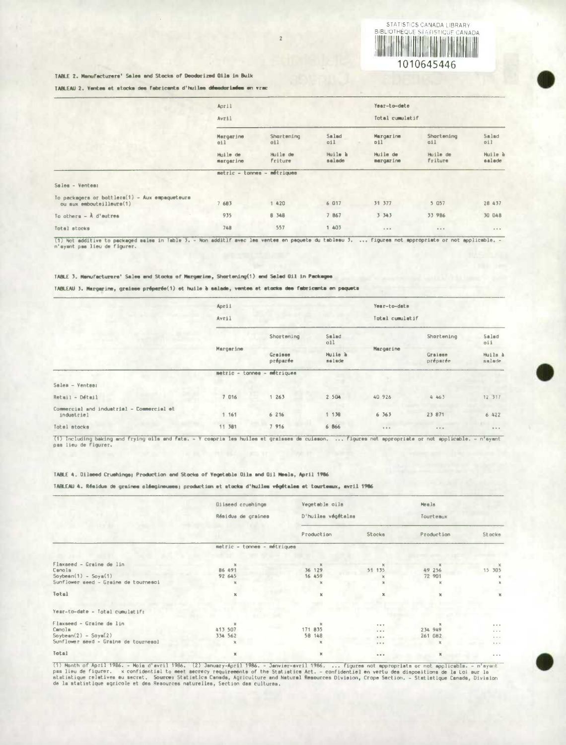STATISTICS CANADA LIBRARY
BIBLIOTHÈQUE STATISTIQUE CANADA
1010645446

TABLE 2. Manufacturers' Sales and Stocks of Deodorized Oils in Bulk

TABLEAU 2. Ventes et stocks des fabricants d'huiles désodorisées en vrac

| | April / Avril | | | Year-to-date / Total cumulatif | | |
|---|---|---|---|---|---|---|
| | Margarine oil / Huile de margarine | Shortening oil / Huile de friture | Salad oil / Huile à salade | Margarine oil / Huile de margarine | Shortening oil / Huile de friture | Salad oil / Huile à salade |
| | metric - tonnes - métriques | | | | | |
| Sales - Ventes: | | | | | | |
| To packagers or bottlers(1) - Aux empaqueteurs ou aux embouteilleurs(1) | 7 683 | 1 420 | 6 017 | 31 377 | 5 057 | 28 437 |
| To others - À d'autres | 935 | 8 348 | 7 867 | 3 343 | 33 986 | 30 048 |
| Total stocks | 748 | 557 | 1 403 | ... | ... | ... |

(1) Not additive to packaged sales in Table 3. - Non additif avec les ventes en paquets du tableau 3. ... figures not appropriate or not applicable. - n'ayant pas lieu de figurer.

TABLE 3. Manufacturers' Sales and Stocks of Margarine, Shortening(1) and Salad Oil in Packages

TABLEAU 3. Margarine, graisse préparée(1) et huile à salade, ventes et stocks des fabricants en paquets

| | April / Avril | | | Year-to-date / Total cumulatif | | |
|---|---|---|---|---|---|---|
| | Margarine | Shortening / Graisse préparée | Salad oil / Huile à salade | Margarine | Shortening / Graisse préparée | Salad oil / Huile à salade |
| | metric - tonnes - métriques | | | | | |
| Sales - Ventes: | | | | | | |
| Retail - Détail | 7 016 | 1 263 | 2 504 | 40 926 | 4 463 | 12 317 |
| Commercial and industrial - Commercial et industriel | 1 161 | 6 216 | 1 138 | 6 363 | 23 871 | 6 422 |
| Total stocks | 11 381 | 7 916 | 6 866 | ... | ... | ... |

(1) Including baking and frying oils and fats. - Y compris les huiles et graisses de cuisson. ... figures not appropriate or not applicable. - n'ayant pas lieu de figurer.

TABLE 4. Oilseed Crushings; Production and Stocks of Vegetable Oils and Oil Meals, April 1986

TABLEAU 4. Résidus de graines oléagineuses; production et stocks d'huiles végétales et tourteaux, avril 1986

| | Oilseed crushings / Résidus de graines | Vegetable oils / D'huiles végétales | | Meals / Tourteaux | |
|---|---|---|---|---|---|
| | | Production | Stocks | Production | Stocks |
| | metric - tonnes - métriques | | | | |
| Flaxseed - Graine de lin | x | x | x | x | x |
| Canola | 86 491 | 36 129 | 51 135 | 49 256 | 15 305 |
| Soybean(1) - Soya(1) | 92 645 | 16 459 | x | 72 901 | x |
| Sunflower seed - Graine de tournesol | x | x | x | x | x |
| Total | x | x | x | x | x |
| Year-to-date - Total cumulatif: | | | | | |
| Flaxseed - Graine de lin | x | x | ... | x | ... |
| Canola | 413 507 | 171 835 | ... | 234 949 | ... |
| Soybean(2) - Soya(2) | 334 562 | 58 148 | ... | 261 082 | ... |
| Sunflower seed - Graine de tournesol | x | x | ... | x | ... |
| Total | x | x | ... | x | ... |

(1) Month of April 1986. - Mois d'avril 1986. (2) January-April 1986. - Janvier-avril 1986. ... figures not appropriate or not applicable. - n'ayant pas lieu de figurer. x confidential to meet secrecy requirements of the Statistics Act. - confidentiel en vertu des dispositions de la Loi sur la statistique relatives au secret. Source: Statistics Canada, Agriculture and Natural Resources Division, Crops Section. - Statistique Canada, Division de la statistique agricole et des Resources naturelles, Section des cultures.